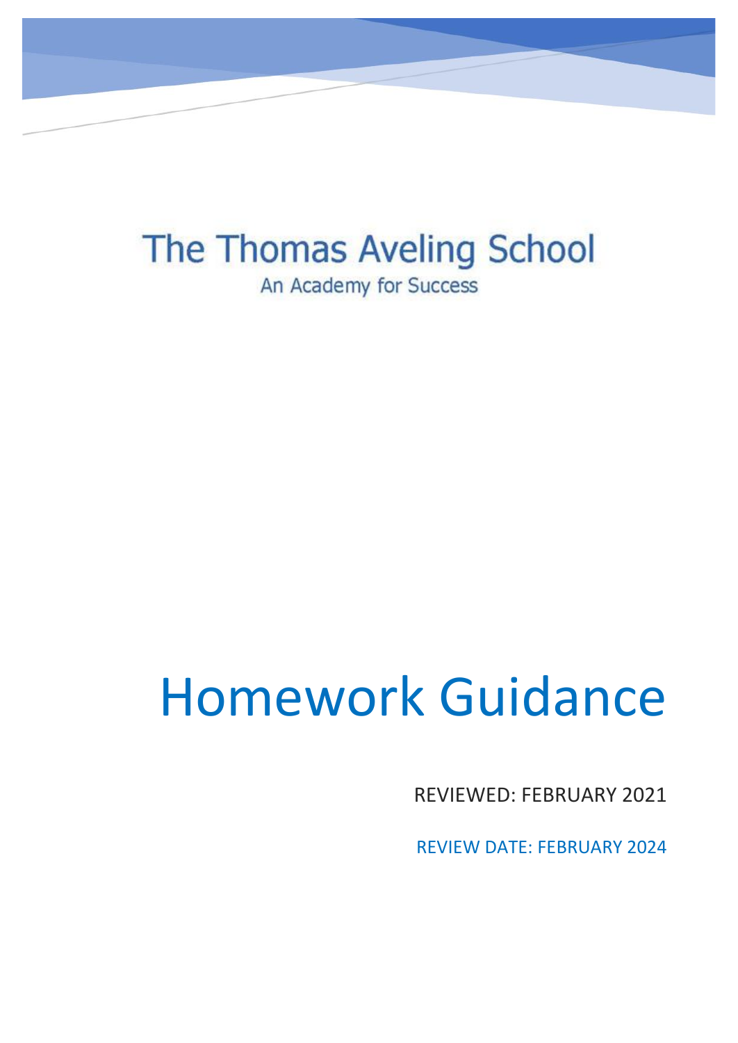The Thomas Aveling School

An Academy for Success

# Homework Guidance

REVIEWED: FEBRUARY 2021

REVIEW DATE: FEBRUARY 2024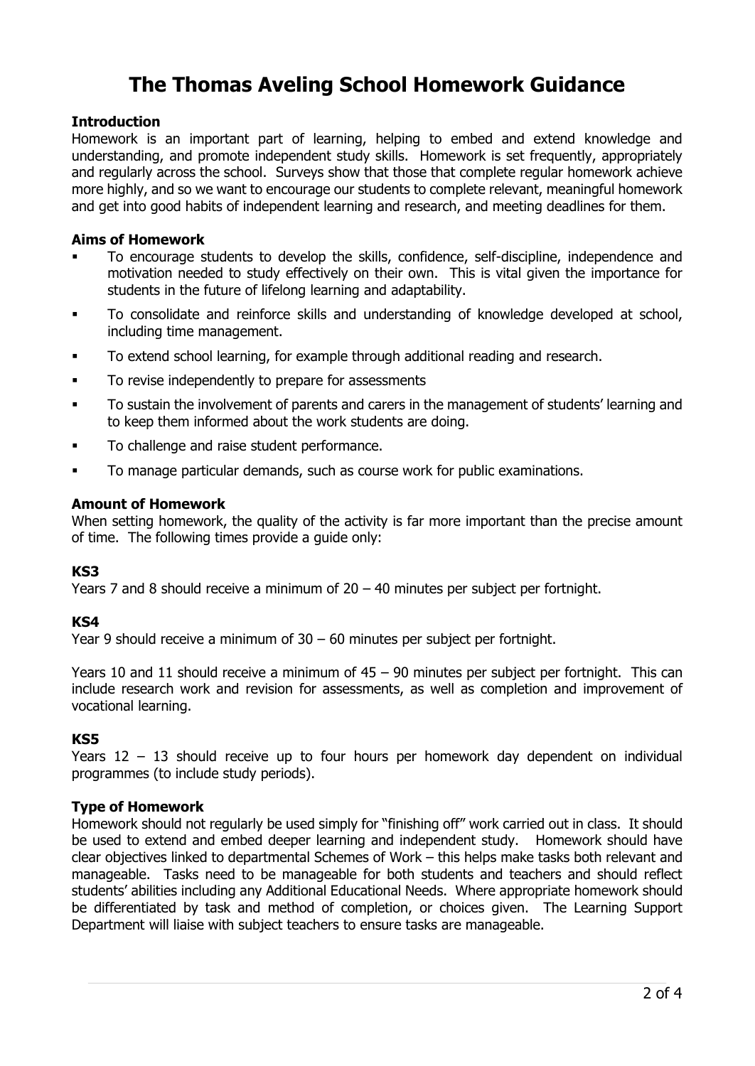# The Thomas Aveling School Homework Guidance

### Introduction

Homework is an important part of learning, helping to embed and extend knowledge and understanding, and promote independent study skills. Homework is set frequently, appropriately and regularly across the school. Surveys show that those that complete regular homework achieve more highly, and so we want to encourage our students to complete relevant, meaningful homework and get into good habits of independent learning and research, and meeting deadlines for them.

### Aims of Homework

- To encourage students to develop the skills, confidence, self-discipline, independence and motivation needed to study effectively on their own. This is vital given the importance for students in the future of lifelong learning and adaptability.
- To consolidate and reinforce skills and understanding of knowledge developed at school, including time management.
- To extend school learning, for example through additional reading and research.
- To revise independently to prepare for assessments
- To sustain the involvement of parents and carers in the management of students' learning and to keep them informed about the work students are doing.
- To challenge and raise student performance.
- To manage particular demands, such as course work for public examinations.

### Amount of Homework

When setting homework, the quality of the activity is far more important than the precise amount of time. The following times provide a guide only:

### KS3

Years 7 and 8 should receive a minimum of 20 – 40 minutes per subject per fortnight.

### KS4

Year 9 should receive a minimum of 30 – 60 minutes per subject per fortnight.

Years 10 and 11 should receive a minimum of 45 – 90 minutes per subject per fortnight. This can include research work and revision for assessments, as well as completion and improvement of vocational learning.

### KS5

Years 12 – 13 should receive up to four hours per homework day dependent on individual programmes (to include study periods).

### Type of Homework

Homework should not regularly be used simply for "finishing off" work carried out in class. It should be used to extend and embed deeper learning and independent study. Homework should have clear objectives linked to departmental Schemes of Work – this helps make tasks both relevant and manageable. Tasks need to be manageable for both students and teachers and should reflect students' abilities including any Additional Educational Needs. Where appropriate homework should be differentiated by task and method of completion, or choices given. The Learning Support Department will liaise with subject teachers to ensure tasks are manageable.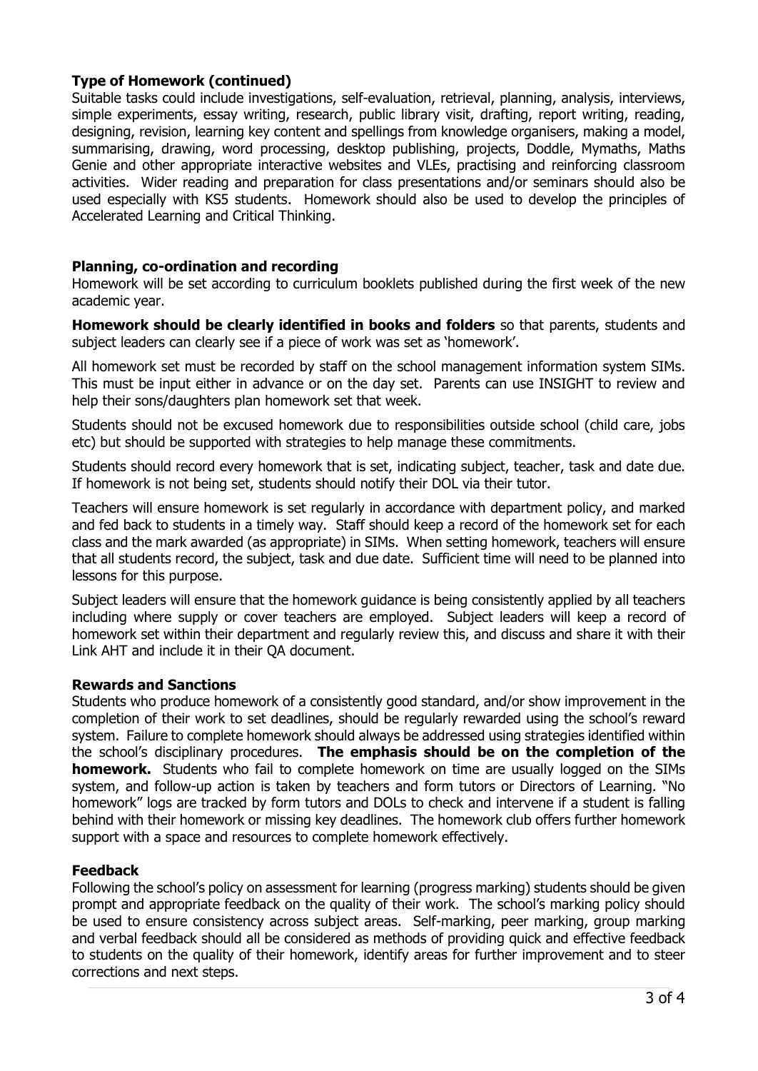### Type of Homework (continued)

Suitable tasks could include investigations, self-evaluation, retrieval, planning, analysis, interviews, simple experiments, essay writing, research, public library visit, drafting, report writing, reading, designing, revision, learning key content and spellings from knowledge organisers, making a model, summarising, drawing, word processing, desktop publishing, projects, Doddle, Mymaths, Maths Genie and other appropriate interactive websites and VLEs, practising and reinforcing classroom activities. Wider reading and preparation for class presentations and/or seminars should also be used especially with KS5 students. Homework should also be used to develop the principles of Accelerated Learning and Critical Thinking.

### Planning, co-ordination and recording

Homework will be set according to curriculum booklets published during the first week of the new academic year.

**Homework should be clearly identified in books and folders** so that parents, students and subject leaders can clearly see if a piece of work was set as 'homework'.

All homework set must be recorded by staff on the school management information system SIMs. This must be input either in advance or on the day set. Parents can use INSIGHT to review and help their sons/daughters plan homework set that week.

Students should not be excused homework due to responsibilities outside school (child care, jobs etc) but should be supported with strategies to help manage these commitments.

Students should record every homework that is set, indicating subject, teacher, task and date due. If homework is not being set, students should notify their DOL via their tutor.

Teachers will ensure homework is set regularly in accordance with department policy, and marked and fed back to students in a timely way. Staff should keep a record of the homework set for each class and the mark awarded (as appropriate) in SIMs. When setting homework, teachers will ensure that all students record, the subject, task and due date. Sufficient time will need to be planned into lessons for this purpose.

Subject leaders will ensure that the homework guidance is being consistently applied by all teachers including where supply or cover teachers are employed. Subject leaders will keep a record of homework set within their department and regularly review this, and discuss and share it with their Link AHT and include it in their QA document.

### Rewards and Sanctions

Students who produce homework of a consistently good standard, and/or show improvement in the completion of their work to set deadlines, should be regularly rewarded using the school's reward system. Failure to complete homework should always be addressed using strategies identified within the school's disciplinary procedures. **The emphasis should be on the completion of the homework.** Students who fail to complete homework on time are usually logged on the SIMs system, and follow-up action is taken by teachers and form tutors or Directors of Learning. "No homework" logs are tracked by form tutors and DOLs to check and intervene if a student is falling behind with their homework or missing key deadlines. The homework club offers further homework support with a space and resources to complete homework effectively.

### Feedback

Following the school's policy on assessment for learning (progress marking) students should be given prompt and appropriate feedback on the quality of their work. The school's marking policy should be used to ensure consistency across subject areas. Self-marking, peer marking, group marking and verbal feedback should all be considered as methods of providing quick and effective feedback to students on the quality of their homework, identify areas for further improvement and to steer corrections and next steps.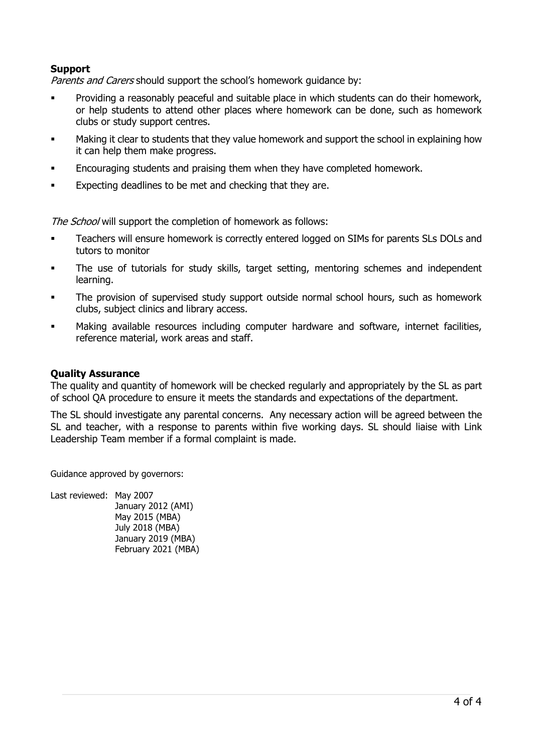**Support**

*Parents and Carers* should support the school's homework guidance by:

- Providing a reasonably peaceful and suitable place in which students can do their homework, or help students to attend other places where homework can be done, such as homework clubs or study support centres.
- Making it clear to students that they value homework and support the school in explaining how it can help them make progress.
- Encouraging students and praising them when they have completed homework.
- Expecting deadlines to be met and checking that they are.

*The School* will support the completion of homework as follows:

- Teachers will ensure homework is correctly entered logged on SIMs for parents SLs DOLs and tutors to monitor
- The use of tutorials for study skills, target setting, mentoring schemes and independent learning.
- The provision of supervised study support outside normal school hours, such as homework clubs, subject clinics and library access.
- Making available resources including computer hardware and software, internet facilities, reference material, work areas and staff.

**Quality Assurance**

The quality and quantity of homework will be checked regularly and appropriately by the SL as part of school QA procedure to ensure it meets the standards and expectations of the department.

The SL should investigate any parental concerns. Any necessary action will be agreed between the SL and teacher, with a response to parents within five working days. SL should liaise with Link Leadership Team member if a formal complaint is made.

Guidance approved by governors:

Last reviewed: May 2007
January 2012 (AMI)
May 2015 (MBA)
July 2018 (MBA)
January 2019 (MBA)
February 2021 (MBA)